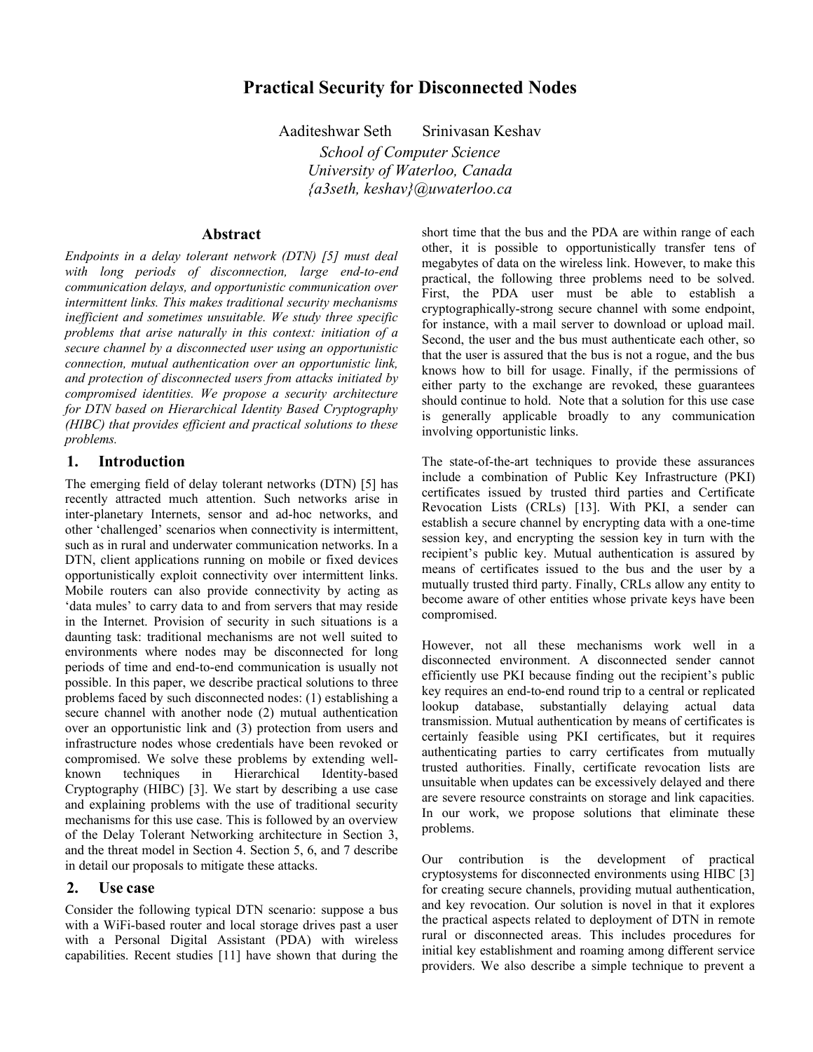# Practical Security for Disconnected Nodes

Aaditeshwar Seth   Srinivasan Keshav

*School of Computer Science*
*University of Waterloo, Canada*
*{a3seth, keshav}@uwaterloo.ca*

## Abstract

*Endpoints in a delay tolerant network (DTN) [5] must deal with long periods of disconnection, large end-to-end communication delays, and opportunistic communication over intermittent links. This makes traditional security mechanisms inefficient and sometimes unsuitable. We study three specific problems that arise naturally in this context: initiation of a secure channel by a disconnected user using an opportunistic connection, mutual authentication over an opportunistic link, and protection of disconnected users from attacks initiated by compromised identities. We propose a security architecture for DTN based on Hierarchical Identity Based Cryptography (HIBC) that provides efficient and practical solutions to these problems.*

## 1. Introduction

The emerging field of delay tolerant networks (DTN) [5] has recently attracted much attention. Such networks arise in inter-planetary Internets, sensor and ad-hoc networks, and other 'challenged' scenarios when connectivity is intermittent, such as in rural and underwater communication networks. In a DTN, client applications running on mobile or fixed devices opportunistically exploit connectivity over intermittent links. Mobile routers can also provide connectivity by acting as 'data mules' to carry data to and from servers that may reside in the Internet. Provision of security in such situations is a daunting task: traditional mechanisms are not well suited to environments where nodes may be disconnected for long periods of time and end-to-end communication is usually not possible. In this paper, we describe practical solutions to three problems faced by such disconnected nodes: (1) establishing a secure channel with another node (2) mutual authentication over an opportunistic link and (3) protection from users and infrastructure nodes whose credentials have been revoked or compromised. We solve these problems by extending well-known techniques in Hierarchical Identity-based Cryptography (HIBC) [3]. We start by describing a use case and explaining problems with the use of traditional security mechanisms for this use case. This is followed by an overview of the Delay Tolerant Networking architecture in Section 3, and the threat model in Section 4. Section 5, 6, and 7 describe in detail our proposals to mitigate these attacks.

## 2. Use case

Consider the following typical DTN scenario: suppose a bus with a WiFi-based router and local storage drives past a user with a Personal Digital Assistant (PDA) with wireless capabilities. Recent studies [11] have shown that during the short time that the bus and the PDA are within range of each other, it is possible to opportunistically transfer tens of megabytes of data on the wireless link. However, to make this practical, the following three problems need to be solved. First, the PDA user must be able to establish a cryptographically-strong secure channel with some endpoint, for instance, with a mail server to download or upload mail. Second, the user and the bus must authenticate each other, so that the user is assured that the bus is not a rogue, and the bus knows how to bill for usage. Finally, if the permissions of either party to the exchange are revoked, these guarantees should continue to hold. Note that a solution for this use case is generally applicable broadly to any communication involving opportunistic links.

The state-of-the-art techniques to provide these assurances include a combination of Public Key Infrastructure (PKI) certificates issued by trusted third parties and Certificate Revocation Lists (CRLs) [13]. With PKI, a sender can establish a secure channel by encrypting data with a one-time session key, and encrypting the session key in turn with the recipient's public key. Mutual authentication is assured by means of certificates issued to the bus and the user by a mutually trusted third party. Finally, CRLs allow any entity to become aware of other entities whose private keys have been compromised.

However, not all these mechanisms work well in a disconnected environment. A disconnected sender cannot efficiently use PKI because finding out the recipient's public key requires an end-to-end round trip to a central or replicated lookup database, substantially delaying actual data transmission. Mutual authentication by means of certificates is certainly feasible using PKI certificates, but it requires authenticating parties to carry certificates from mutually trusted authorities. Finally, certificate revocation lists are unsuitable when updates can be excessively delayed and there are severe resource constraints on storage and link capacities. In our work, we propose solutions that eliminate these problems.

Our contribution is the development of practical cryptosystems for disconnected environments using HIBC [3] for creating secure channels, providing mutual authentication, and key revocation. Our solution is novel in that it explores the practical aspects related to deployment of DTN in remote rural or disconnected areas. This includes procedures for initial key establishment and roaming among different service providers. We also describe a simple technique to prevent a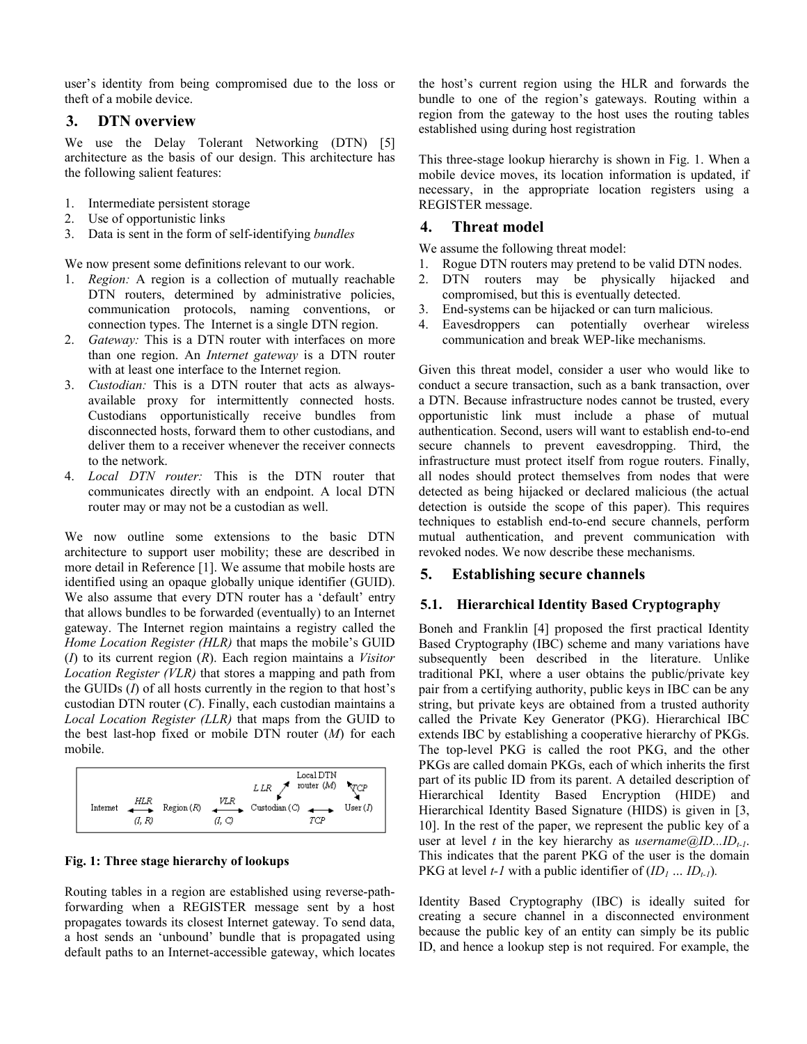user's identity from being compromised due to the loss or theft of a mobile device.

## 3. DTN overview

We use the Delay Tolerant Networking (DTN) [5] architecture as the basis of our design. This architecture has the following salient features:

1. Intermediate persistent storage
2. Use of opportunistic links
3. Data is sent in the form of self-identifying *bundles*

We now present some definitions relevant to our work.

1. *Region:* A region is a collection of mutually reachable DTN routers, determined by administrative policies, communication protocols, naming conventions, or connection types. The Internet is a single DTN region.
2. *Gateway:* This is a DTN router with interfaces on more than one region. An *Internet gateway* is a DTN router with at least one interface to the Internet region.
3. *Custodian:* This is a DTN router that acts as always-available proxy for intermittently connected hosts. Custodians opportunistically receive bundles from disconnected hosts, forward them to other custodians, and deliver them to a receiver whenever the receiver connects to the network.
4. *Local DTN router:* This is the DTN router that communicates directly with an endpoint. A local DTN router may or may not be a custodian as well.

We now outline some extensions to the basic DTN architecture to support user mobility; these are described in more detail in Reference [1]. We assume that mobile hosts are identified using an opaque globally unique identifier (GUID). We also assume that every DTN router has a 'default' entry that allows bundles to be forwarded (eventually) to an Internet gateway. The Internet region maintains a registry called the *Home Location Register (HLR)* that maps the mobile's GUID ($I$) to its current region ($R$). Each region maintains a *Visitor Location Register (VLR)* that stores a mapping and path from the GUIDs ($I$) of all hosts currently in the region to that host's custodian DTN router ($C$). Finally, each custodian maintains a *Local Location Register (LLR)* that maps from the GUID to the best last-hop fixed or mobile DTN router ($M$) for each mobile.

Internet ←HLR (I, R)→ Region (R) ←VLR (I, C)→ Custodian (C) ←TCP→ User (I); Custodian (C) —LLR→ Local DTN router (M) —TCP→ User (I)

**Fig. 1: Three stage hierarchy of lookups**

Routing tables in a region are established using reverse-path-forwarding when a REGISTER message sent by a host propagates towards its closest Internet gateway. To send data, a host sends an 'unbound' bundle that is propagated using default paths to an Internet-accessible gateway, which locates the host's current region using the HLR and forwards the bundle to one of the region's gateways. Routing within a region from the gateway to the host uses the routing tables established using during host registration

This three-stage lookup hierarchy is shown in Fig. 1. When a mobile device moves, its location information is updated, if necessary, in the appropriate location registers using a REGISTER message.

## 4. Threat model

We assume the following threat model:

1. Rogue DTN routers may pretend to be valid DTN nodes.
2. DTN routers may be physically hijacked and compromised, but this is eventually detected.
3. End-systems can be hijacked or can turn malicious.
4. Eavesdroppers can potentially overhear wireless communication and break WEP-like mechanisms.

Given this threat model, consider a user who would like to conduct a secure transaction, such as a bank transaction, over a DTN. Because infrastructure nodes cannot be trusted, every opportunistic link must include a phase of mutual authentication. Second, users will want to establish end-to-end secure channels to prevent eavesdropping. Third, the infrastructure must protect itself from rogue routers. Finally, all nodes should protect themselves from nodes that were detected as being hijacked or declared malicious (the actual detection is outside the scope of this paper). This requires techniques to establish end-to-end secure channels, perform mutual authentication, and prevent communication with revoked nodes. We now describe these mechanisms.

## 5. Establishing secure channels

### 5.1. Hierarchical Identity Based Cryptography

Boneh and Franklin [4] proposed the first practical Identity Based Cryptography (IBC) scheme and many variations have subsequently been described in the literature. Unlike traditional PKI, where a user obtains the public/private key pair from a certifying authority, public keys in IBC can be any string, but private keys are obtained from a trusted authority called the Private Key Generator (PKG). Hierarchical IBC extends IBC by establishing a cooperative hierarchy of PKGs. The top-level PKG is called the root PKG, and the other PKGs are called domain PKGs, each of which inherits the first part of its public ID from its parent. A detailed description of Hierarchical Identity Based Encryption (HIDE) and Hierarchical Identity Based Signature (HIDS) is given in [3, 10]. In the rest of the paper, we represent the public key of a user at level $t$ in the key hierarchy as *username@ID...*$ID_{t-1}$. This indicates that the parent PKG of the user is the domain PKG at level $t-1$ with a public identifier of ($ID_1 \dots ID_{t-1}$).

Identity Based Cryptography (IBC) is ideally suited for creating a secure channel in a disconnected environment because the public key of an entity can simply be its public ID, and hence a lookup step is not required. For example, the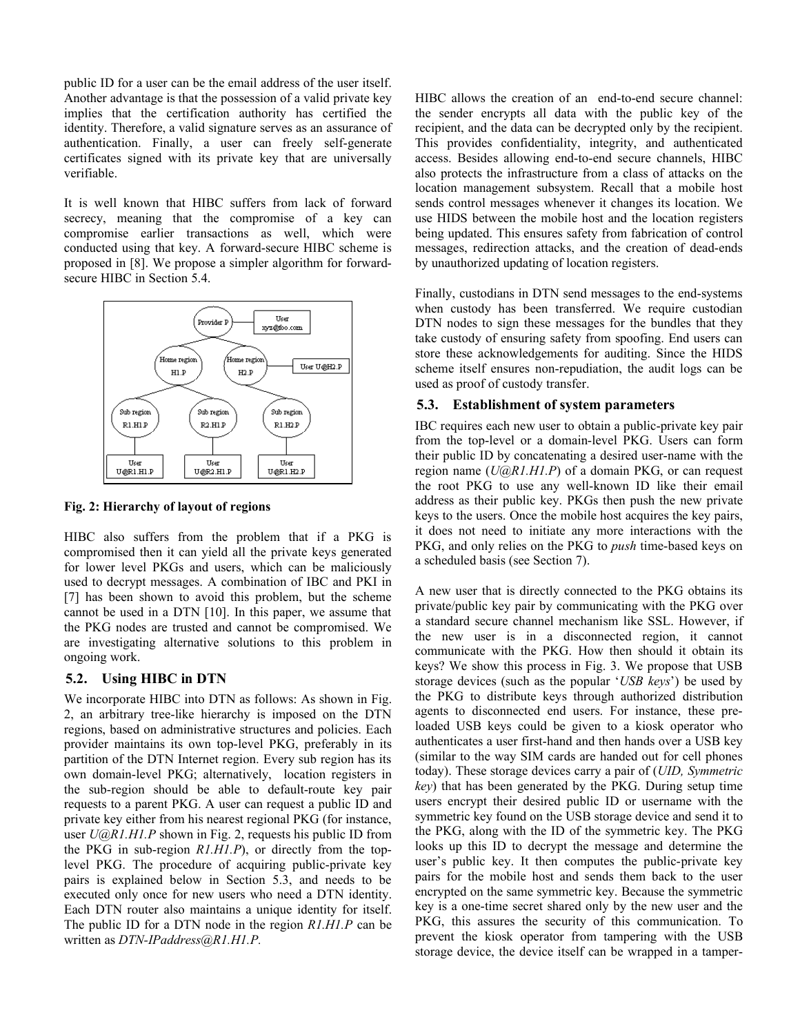public ID for a user can be the email address of the user itself. Another advantage is that the possession of a valid private key implies that the certification authority has certified the identity. Therefore, a valid signature serves as an assurance of authentication. Finally, a user can freely self-generate certificates signed with its private key that are universally verifiable.

It is well known that HIBC suffers from lack of forward secrecy, meaning that the compromise of a key can compromise earlier transactions as well, which were conducted using that key. A forward-secure HIBC scheme is proposed in [8]. We propose a simpler algorithm for forward-secure HIBC in Section 5.4.

Provider P

User xyz@foo.com

Home region H1.P

Home region H2.P

User U@H2.P

Sub region R1.H1.P

Sub region R2.H1.P

Sub region R1.H2.P

User U@R1.H1.P

User U@R2.H1.P

User U@R1.H2.P

**Fig. 2: Hierarchy of layout of regions**

HIBC also suffers from the problem that if a PKG is compromised then it can yield all the private keys generated for lower level PKGs and users, which can be maliciously used to decrypt messages. A combination of IBC and PKI in [7] has been shown to avoid this problem, but the scheme cannot be used in a DTN [10]. In this paper, we assume that the PKG nodes are trusted and cannot be compromised. We are investigating alternative solutions to this problem in ongoing work.

## 5.2. Using HIBC in DTN

We incorporate HIBC into DTN as follows: As shown in Fig. 2, an arbitrary tree-like hierarchy is imposed on the DTN regions, based on administrative structures and policies. Each provider maintains its own top-level PKG, preferably in its partition of the DTN Internet region. Every sub region has its own domain-level PKG; alternatively, location registers in the sub-region should be able to default-route key pair requests to a parent PKG. A user can request a public ID and private key either from his nearest regional PKG (for instance, user *U@R1.H1.P* shown in Fig. 2, requests his public ID from the PKG in sub-region *R1.H1.P*), or directly from the top-level PKG. The procedure of acquiring public-private key pairs is explained below in Section 5.3, and needs to be executed only once for new users who need a DTN identity. Each DTN router also maintains a unique identity for itself. The public ID for a DTN node in the region *R1.H1.P* can be written as *DTN-IPaddress@R1.H1.P.*

HIBC allows the creation of an end-to-end secure channel: the sender encrypts all data with the public key of the recipient, and the data can be decrypted only by the recipient. This provides confidentiality, integrity, and authenticated access. Besides allowing end-to-end secure channels, HIBC also protects the infrastructure from a class of attacks on the location management subsystem. Recall that a mobile host sends control messages whenever it changes its location. We use HIDS between the mobile host and the location registers being updated. This ensures safety from fabrication of control messages, redirection attacks, and the creation of dead-ends by unauthorized updating of location registers.

Finally, custodians in DTN send messages to the end-systems when custody has been transferred. We require custodian DTN nodes to sign these messages for the bundles that they take custody of ensuring safety from spoofing. End users can store these acknowledgements for auditing. Since the HIDS scheme itself ensures non-repudiation, the audit logs can be used as proof of custody transfer.

## 5.3. Establishment of system parameters

IBC requires each new user to obtain a public-private key pair from the top-level or a domain-level PKG. Users can form their public ID by concatenating a desired user-name with the region name (*U@R1.H1.P*) of a domain PKG, or can request the root PKG to use any well-known ID like their email address as their public key. PKGs then push the new private keys to the users. Once the mobile host acquires the key pairs, it does not need to initiate any more interactions with the PKG, and only relies on the PKG to *push* time-based keys on a scheduled basis (see Section 7).

A new user that is directly connected to the PKG obtains its private/public key pair by communicating with the PKG over a standard secure channel mechanism like SSL. However, if the new user is in a disconnected region, it cannot communicate with the PKG. How then should it obtain its keys? We show this process in Fig. 3. We propose that USB storage devices (such as the popular '*USB keys*') be used by the PKG to distribute keys through authorized distribution agents to disconnected end users. For instance, these pre-loaded USB keys could be given to a kiosk operator who authenticates a user first-hand and then hands over a USB key (similar to the way SIM cards are handed out for cell phones today). These storage devices carry a pair of (*UID, Symmetric key*) that has been generated by the PKG. During setup time users encrypt their desired public ID or username with the symmetric key found on the USB storage device and send it to the PKG, along with the ID of the symmetric key. The PKG looks up this ID to decrypt the message and determine the user's public key. It then computes the public-private key pairs for the mobile host and sends them back to the user encrypted on the same symmetric key. Because the symmetric key is a one-time secret shared only by the new user and the PKG, this assures the security of this communication. To prevent the kiosk operator from tampering with the USB storage device, the device itself can be wrapped in a tamper-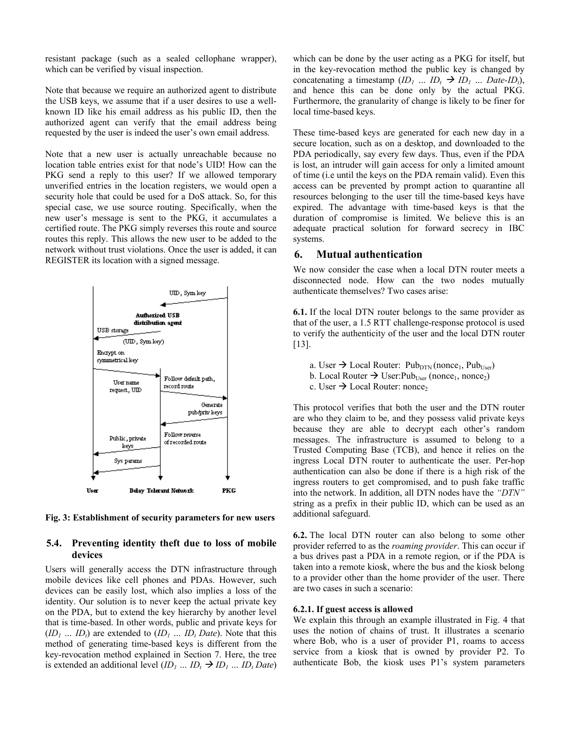resistant package (such as a sealed cellophane wrapper), which can be verified by visual inspection.

Note that because we require an authorized agent to distribute the USB keys, we assume that if a user desires to use a well-known ID like his email address as his public ID, then the authorized agent can verify that the email address being requested by the user is indeed the user's own email address.

Note that a new user is actually unreachable because no location table entries exist for that node's UID! How can the PKG send a reply to this user? If we allowed temporary unverified entries in the location registers, we would open a security hole that could be used for a DoS attack. So, for this special case, we use source routing. Specifically, when the new user's message is sent to the PKG, it accumulates a certified route. The PKG simply reverses this route and source routes this reply. This allows the new user to be added to the network without trust violations. Once the user is added, it can REGISTER its location with a signed message.

**Fig. 3: Establishment of security parameters for new users**

### 5.4. Preventing identity theft due to loss of mobile devices

Users will generally access the DTN infrastructure through mobile devices like cell phones and PDAs. However, such devices can be easily lost, which also implies a loss of the identity. Our solution is to never keep the actual private key on the PDA, but to extend the key hierarchy by another level that is time-based. In other words, public and private keys for ($ID_1$ … $ID_t$) are extended to ($ID_1$ … $ID_t$ *Date*). Note that this method of generating time-based keys is different from the key-revocation method explained in Section 7. Here, the tree is extended an additional level ($ID_1$ … $ID_t$ → $ID_1$ … $ID_t$ *Date*) which can be done by the user acting as a PKG for itself, but in the key-revocation method the public key is changed by concatenating a timestamp ($ID_1$ … $ID_t$ → $ID_1$ … *Date*-$ID_t$), and hence this can be done only by the actual PKG. Furthermore, the granularity of change is likely to be finer for local time-based keys.

These time-based keys are generated for each new day in a secure location, such as on a desktop, and downloaded to the PDA periodically, say every few days. Thus, even if the PDA is lost, an intruder will gain access for only a limited amount of time (i.e until the keys on the PDA remain valid). Even this access can be prevented by prompt action to quarantine all resources belonging to the user till the time-based keys have expired. The advantage with time-based keys is that the duration of compromise is limited. We believe this is an adequate practical solution for forward secrecy in IBC systems.

## 6. Mutual authentication

We now consider the case when a local DTN router meets a disconnected node. How can the two nodes mutually authenticate themselves? Two cases arise:

**6.1.** If the local DTN router belongs to the same provider as that of the user, a 1.5 RTT challenge-response protocol is used to verify the authenticity of the user and the local DTN router [13].

a. User → Local Router: $Pub_{DTN}$ ($nonce_1$, $Pub_{User}$)
b. Local Router → User: $Pub_{User}$ ($nonce_1$, $nonce_2$)
c. User → Local Router: $nonce_2$

This protocol verifies that both the user and the DTN router are who they claim to be, and they possess valid private keys because they are able to decrypt each other's random messages. The infrastructure is assumed to belong to a Trusted Computing Base (TCB), and hence it relies on the ingress Local DTN router to authenticate the user. Per-hop authentication can also be done if there is a high risk of the ingress routers to get compromised, and to push fake traffic into the network. In addition, all DTN nodes have the *"DTN"* string as a prefix in their public ID, which can be used as an additional safeguard.

**6.2.** The local DTN router can also belong to some other provider referred to as the *roaming provider*. This can occur if a bus drives past a PDA in a remote region, or if the PDA is taken into a remote kiosk, where the bus and the kiosk belong to a provider other than the home provider of the user. There are two cases in such a scenario:

#### 6.2.1. If guest access is allowed

We explain this through an example illustrated in Fig. 4 that uses the notion of chains of trust. It illustrates a scenario where Bob, who is a user of provider P1, roams to access service from a kiosk that is owned by provider P2. To authenticate Bob, the kiosk uses P1's system parameters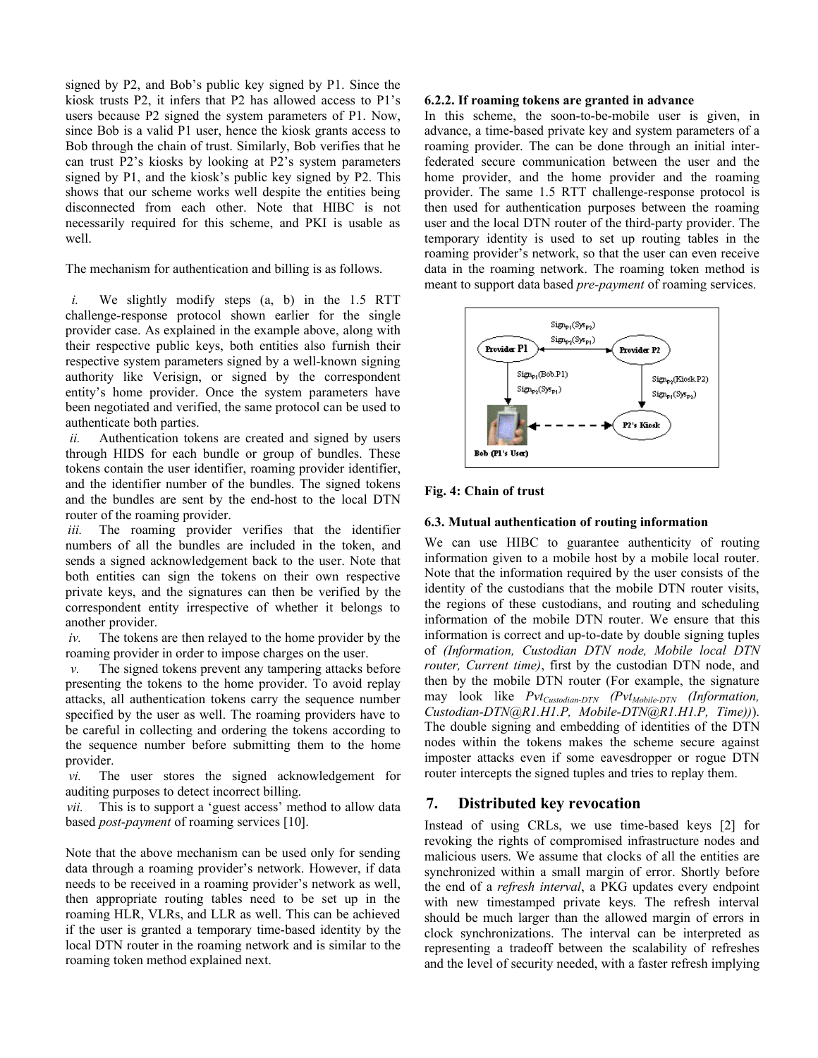signed by P2, and Bob's public key signed by P1. Since the kiosk trusts P2, it infers that P2 has allowed access to P1's users because P2 signed the system parameters of P1. Now, since Bob is a valid P1 user, hence the kiosk grants access to Bob through the chain of trust. Similarly, Bob verifies that he can trust P2's kiosks by looking at P2's system parameters signed by P1, and the kiosk's public key signed by P2. This shows that our scheme works well despite the entities being disconnected from each other. Note that HIBC is not necessarily required for this scheme, and PKI is usable as well.

The mechanism for authentication and billing is as follows.

*i.* We slightly modify steps (a, b) in the 1.5 RTT challenge-response protocol shown earlier for the single provider case. As explained in the example above, along with their respective public keys, both entities also furnish their respective system parameters signed by a well-known signing authority like Verisign, or signed by the correspondent entity's home provider. Once the system parameters have been negotiated and verified, the same protocol can be used to authenticate both parties.

*ii.* Authentication tokens are created and signed by users through HIDS for each bundle or group of bundles. These tokens contain the user identifier, roaming provider identifier, and the identifier number of the bundles. The signed tokens and the bundles are sent by the end-host to the local DTN router of the roaming provider.

*iii.* The roaming provider verifies that the identifier numbers of all the bundles are included in the token, and sends a signed acknowledgement back to the user. Note that both entities can sign the tokens on their own respective private keys, and the signatures can then be verified by the correspondent entity irrespective of whether it belongs to another provider.

*iv.* The tokens are then relayed to the home provider by the roaming provider in order to impose charges on the user.

*v.* The signed tokens prevent any tampering attacks before presenting the tokens to the home provider. To avoid replay attacks, all authentication tokens carry the sequence number specified by the user as well. The roaming providers have to be careful in collecting and ordering the tokens according to the sequence number before submitting them to the home provider.

*vi.* The user stores the signed acknowledgement for auditing purposes to detect incorrect billing.

*vii.* This is to support a 'guest access' method to allow data based *post-payment* of roaming services [10].

Note that the above mechanism can be used only for sending data through a roaming provider's network. However, if data needs to be received in a roaming provider's network as well, then appropriate routing tables need to be set up in the roaming HLR, VLRs, and LLR as well. This can be achieved if the user is granted a temporary time-based identity by the local DTN router in the roaming network and is similar to the roaming token method explained next.

#### 6.2.2. If roaming tokens are granted in advance

In this scheme, the soon-to-be-mobile user is given, in advance, a time-based private key and system parameters of a roaming provider. The can be done through an initial inter-federated secure communication between the user and the home provider, and the home provider and the roaming provider. The same 1.5 RTT challenge-response protocol is then used for authentication purposes between the roaming user and the local DTN router of the third-party provider. The temporary identity is used to set up routing tables in the roaming provider's network, so that the user can even receive data in the roaming network. The roaming token method is meant to support data based *pre-payment* of roaming services.

**Fig. 4: Chain of trust**

### 6.3. Mutual authentication of routing information

We can use HIBC to guarantee authenticity of routing information given to a mobile host by a mobile local router. Note that the information required by the user consists of the identity of the custodians that the mobile DTN router visits, the regions of these custodians, and routing and scheduling information of the mobile DTN router. We ensure that this information is correct and up-to-date by double signing tuples of *(Information, Custodian DTN node, Mobile local DTN router, Current time)*, first by the custodian DTN node, and then by the mobile DTN router (For example, the signature may look like $Pvt_{Custodian\text{-}DTN}$ ($Pvt_{Mobile\text{-}DTN}$ *(Information, Custodian-DTN@R1.H1.P, Mobile-DTN@R1.H1.P, Time))*). The double signing and embedding of identities of the DTN nodes within the tokens makes the scheme secure against imposter attacks even if some eavesdropper or rogue DTN router intercepts the signed tuples and tries to replay them.

## 7. Distributed key revocation

Instead of using CRLs, we use time-based keys [2] for revoking the rights of compromised infrastructure nodes and malicious users. We assume that clocks of all the entities are synchronized within a small margin of error. Shortly before the end of a *refresh interval*, a PKG updates every endpoint with new timestamped private keys. The refresh interval should be much larger than the allowed margin of errors in clock synchronizations. The interval can be interpreted as representing a tradeoff between the scalability of refreshes and the level of security needed, with a faster refresh implying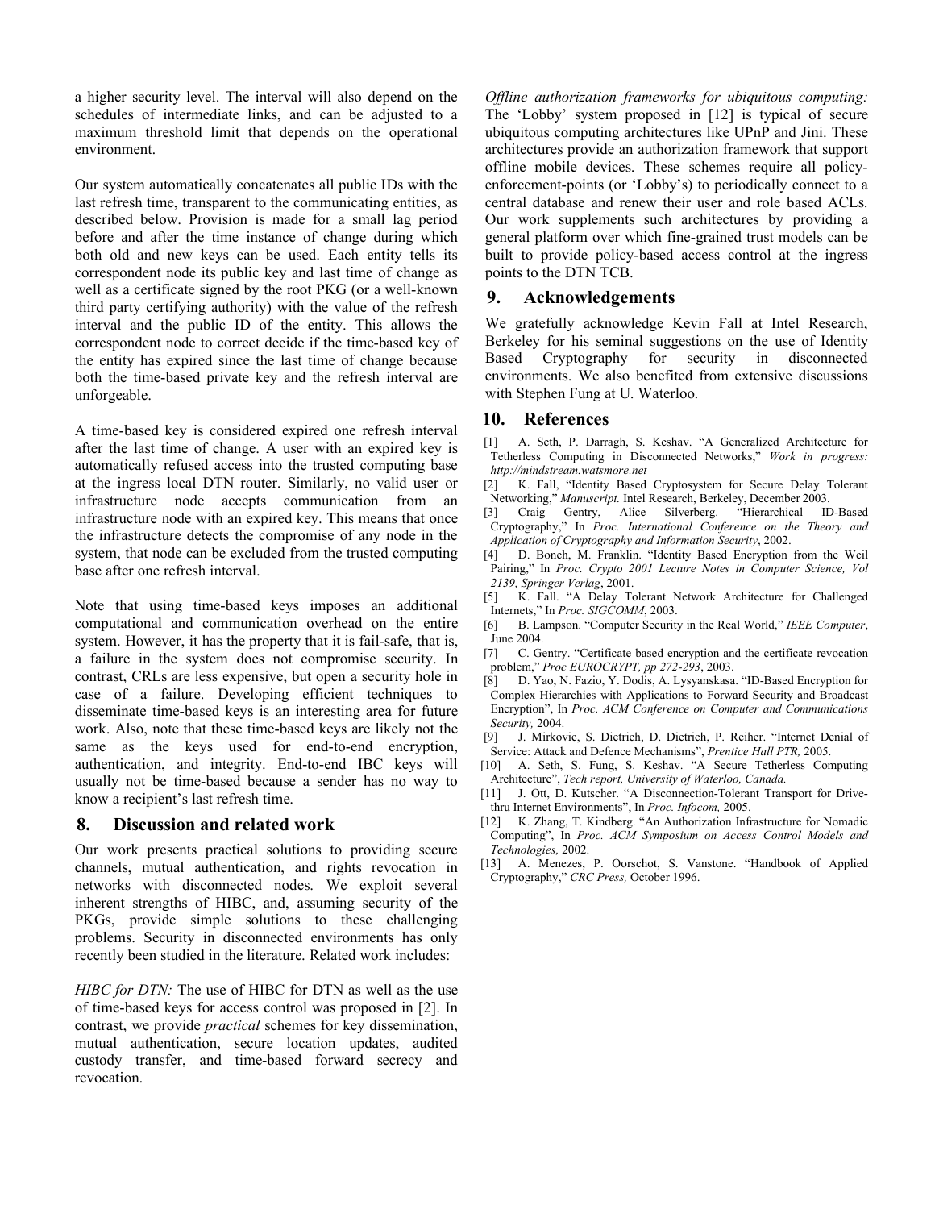a higher security level. The interval will also depend on the schedules of intermediate links, and can be adjusted to a maximum threshold limit that depends on the operational environment.

Our system automatically concatenates all public IDs with the last refresh time, transparent to the communicating entities, as described below. Provision is made for a small lag period before and after the time instance of change during which both old and new keys can be used. Each entity tells its correspondent node its public key and last time of change as well as a certificate signed by the root PKG (or a well-known third party certifying authority) with the value of the refresh interval and the public ID of the entity. This allows the correspondent node to correct decide if the time-based key of the entity has expired since the last time of change because both the time-based private key and the refresh interval are unforgeable.

A time-based key is considered expired one refresh interval after the last time of change. A user with an expired key is automatically refused access into the trusted computing base at the ingress local DTN router. Similarly, no valid user or infrastructure node accepts communication from an infrastructure node with an expired key. This means that once the infrastructure detects the compromise of any node in the system, that node can be excluded from the trusted computing base after one refresh interval.

Note that using time-based keys imposes an additional computational and communication overhead on the entire system. However, it has the property that it is fail-safe, that is, a failure in the system does not compromise security. In contrast, CRLs are less expensive, but open a security hole in case of a failure. Developing efficient techniques to disseminate time-based keys is an interesting area for future work. Also, note that these time-based keys are likely not the same as the keys used for end-to-end encryption, authentication, and integrity. End-to-end IBC keys will usually not be time-based because a sender has no way to know a recipient's last refresh time.

## 8. Discussion and related work

Our work presents practical solutions to providing secure channels, mutual authentication, and rights revocation in networks with disconnected nodes. We exploit several inherent strengths of HIBC, and, assuming security of the PKGs, provide simple solutions to these challenging problems. Security in disconnected environments has only recently been studied in the literature. Related work includes:

*HIBC for DTN:* The use of HIBC for DTN as well as the use of time-based keys for access control was proposed in [2]. In contrast, we provide *practical* schemes for key dissemination, mutual authentication, secure location updates, audited custody transfer, and time-based forward secrecy and revocation.

*Offline authorization frameworks for ubiquitous computing:* The 'Lobby' system proposed in [12] is typical of secure ubiquitous computing architectures like UPnP and Jini. These architectures provide an authorization framework that support offline mobile devices. These schemes require all policy-enforcement-points (or 'Lobby's) to periodically connect to a central database and renew their user and role based ACLs. Our work supplements such architectures by providing a general platform over which fine-grained trust models can be built to provide policy-based access control at the ingress points to the DTN TCB.

## 9. Acknowledgements

We gratefully acknowledge Kevin Fall at Intel Research, Berkeley for his seminal suggestions on the use of Identity Based Cryptography for security in disconnected environments. We also benefited from extensive discussions with Stephen Fung at U. Waterloo.

## 10. References

[1] A. Seth, P. Darragh, S. Keshav. "A Generalized Architecture for Tetherless Computing in Disconnected Networks," *Work in progress: http://mindstream.watsmore.net*

[2] K. Fall, "Identity Based Cryptosystem for Secure Delay Tolerant Networking," *Manuscript.* Intel Research, Berkeley, December 2003.

[3] Craig Gentry, Alice Silverberg. "Hierarchical ID-Based Cryptography," In *Proc. International Conference on the Theory and Application of Cryptography and Information Security*, 2002.

[4] D. Boneh, M. Franklin. "Identity Based Encryption from the Weil Pairing," In *Proc. Crypto 2001 Lecture Notes in Computer Science, Vol 2139, Springer Verlag*, 2001.

[5] K. Fall. "A Delay Tolerant Network Architecture for Challenged Internets," In *Proc. SIGCOMM*, 2003.

[6] B. Lampson. "Computer Security in the Real World," *IEEE Computer*, June 2004.

[7] C. Gentry. "Certificate based encryption and the certificate revocation problem," *Proc EUROCRYPT, pp 272-293*, 2003.

[8] D. Yao, N. Fazio, Y. Dodis, A. Lysyanskasa. "ID-Based Encryption for Complex Hierarchies with Applications to Forward Security and Broadcast Encryption", In *Proc. ACM Conference on Computer and Communications Security,* 2004.

[9] J. Mirkovic, S. Dietrich, D. Dietrich, P. Reiher. "Internet Denial of Service: Attack and Defence Mechanisms", *Prentice Hall PTR,* 2005.

[10] A. Seth, S. Fung, S. Keshav. "A Secure Tetherless Computing Architecture", *Tech report, University of Waterloo, Canada.*

[11] J. Ott, D. Kutscher. "A Disconnection-Tolerant Transport for Drive-thru Internet Environments", In *Proc. Infocom,* 2005.

[12] K. Zhang, T. Kindberg. "An Authorization Infrastructure for Nomadic Computing", In *Proc. ACM Symposium on Access Control Models and Technologies,* 2002.

[13] A. Menezes, P. Oorschot, S. Vanstone. "Handbook of Applied Cryptography," *CRC Press,* October 1996.